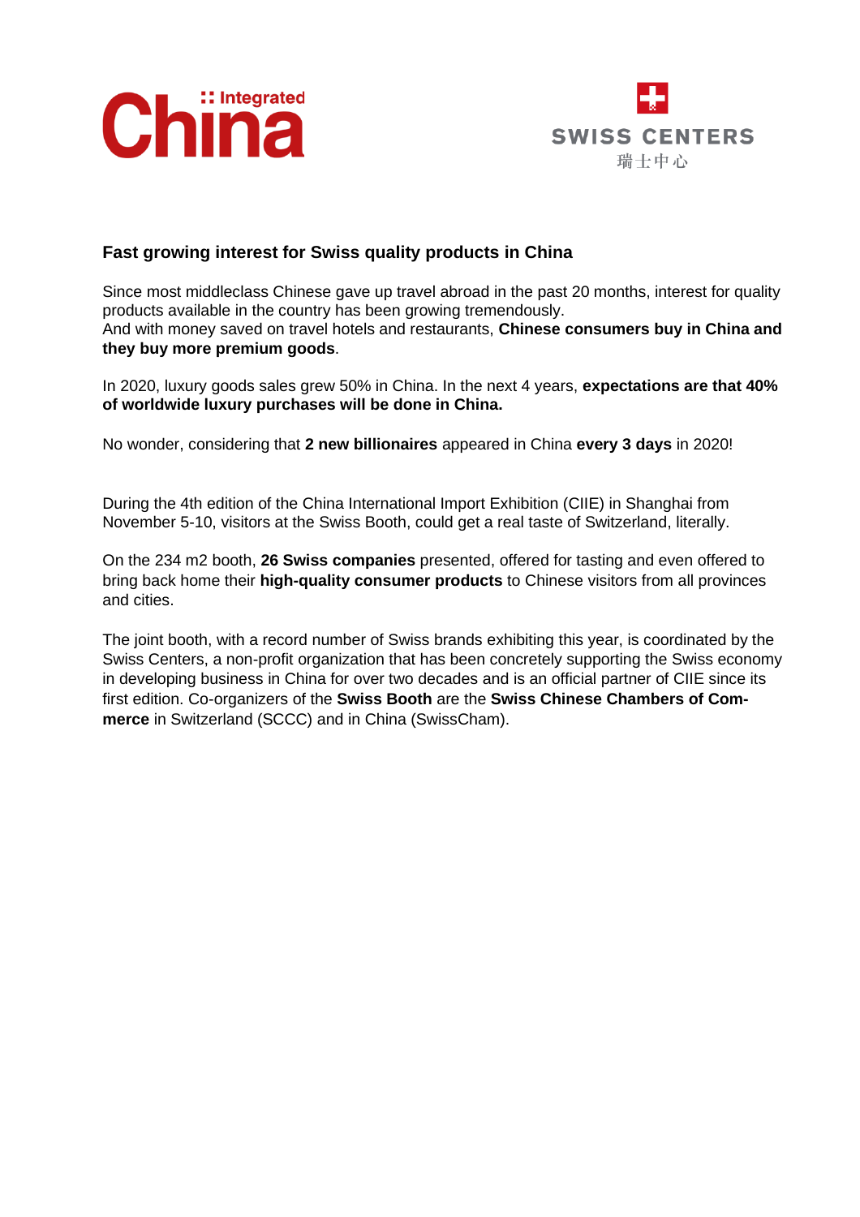Integrated China

SWISS CENTERS
瑞士中心

**Fast growing interest for Swiss quality products in China**

Since most middleclass Chinese gave up travel abroad in the past 20 months, interest for quality products available in the country has been growing tremendously.
And with money saved on travel hotels and restaurants, **Chinese consumers buy in China and they buy more premium goods**.

In 2020, luxury goods sales grew 50% in China. In the next 4 years, **expectations are that 40% of worldwide luxury purchases will be done in China.**

No wonder, considering that **2 new billionaires** appeared in China **every 3 days** in 2020!

During the 4th edition of the China International Import Exhibition (CIIE) in Shanghai from November 5-10, visitors at the Swiss Booth, could get a real taste of Switzerland, literally.

On the 234 m2 booth, **26 Swiss companies** presented, offered for tasting and even offered to bring back home their **high-quality consumer products** to Chinese visitors from all provinces and cities.

The joint booth, with a record number of Swiss brands exhibiting this year, is coordinated by the Swiss Centers, a non-profit organization that has been concretely supporting the Swiss economy in developing business in China for over two decades and is an official partner of CIIE since its first edition. Co-organizers of the **Swiss Booth** are the **Swiss Chinese Chambers of Commerce** in Switzerland (SCCC) and in China (SwissCham).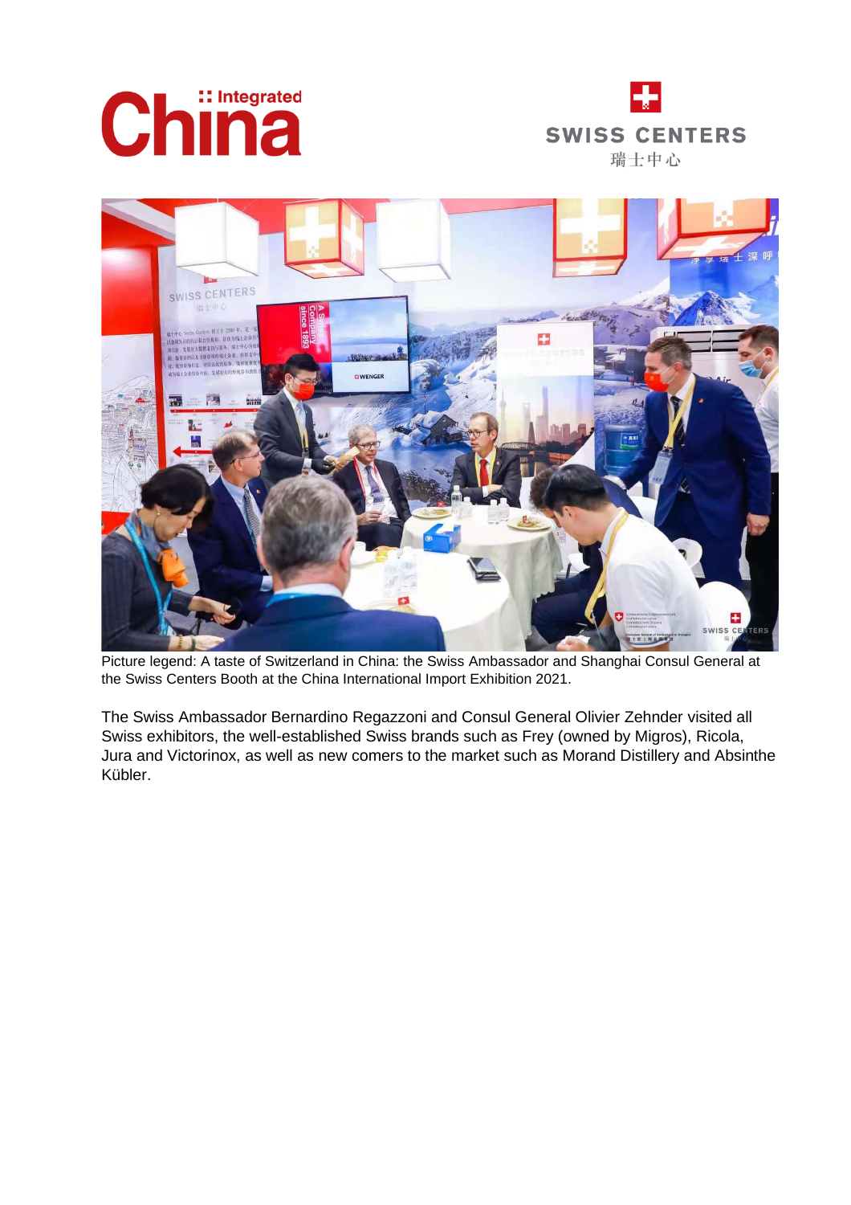Picture legend: A taste of Switzerland in China: the Swiss Ambassador and Shanghai Consul General at the Swiss Centers Booth at the China International Import Exhibition 2021.

The Swiss Ambassador Bernardino Regazzoni and Consul General Olivier Zehnder visited all Swiss exhibitors, the well-established Swiss brands such as Frey (owned by Migros), Ricola, Jura and Victorinox, as well as new comers to the market such as Morand Distillery and Absinthe Kübler.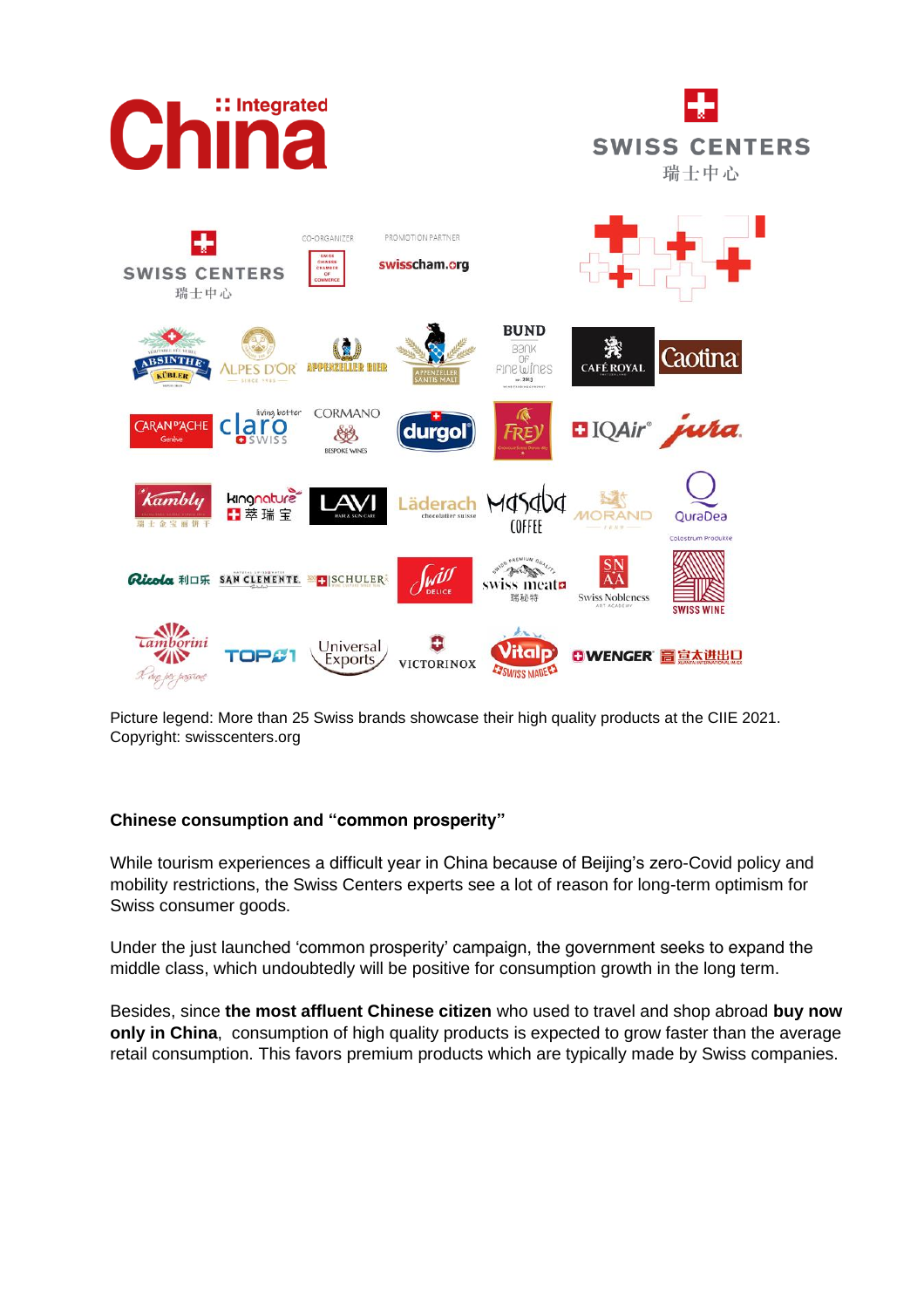Picture legend: More than 25 Swiss brands showcase their high quality products at the CIIE 2021. Copyright: swisscenters.org

### Chinese consumption and "common prosperity"

While tourism experiences a difficult year in China because of Beijing's zero-Covid policy and mobility restrictions, the Swiss Centers experts see a lot of reason for long-term optimism for Swiss consumer goods.

Under the just launched 'common prosperity' campaign, the government seeks to expand the middle class, which undoubtedly will be positive for consumption growth in the long term.

Besides, since **the most affluent Chinese citizen** who used to travel and shop abroad **buy now only in China**, consumption of high quality products is expected to grow faster than the average retail consumption. This favors premium products which are typically made by Swiss companies.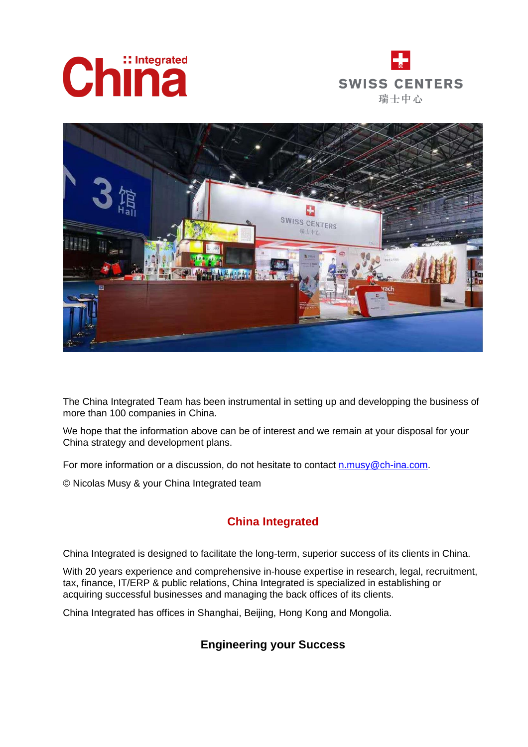The China Integrated Team has been instrumental in setting up and developping the business of more than 100 companies in China.

We hope that the information above can be of interest and we remain at your disposal for your China strategy and development plans.

For more information or a discussion, do not hesitate to contact n.musy@ch-ina.com.

© Nicolas Musy & your China Integrated team

## China Integrated

China Integrated is designed to facilitate the long-term, superior success of its clients in China.

With 20 years experience and comprehensive in-house expertise in research, legal, recruitment, tax, finance, IT/ERP & public relations, China Integrated is specialized in establishing or acquiring successful businesses and managing the back offices of its clients.

China Integrated has offices in Shanghai, Beijing, Hong Kong and Mongolia.

### Engineering your Success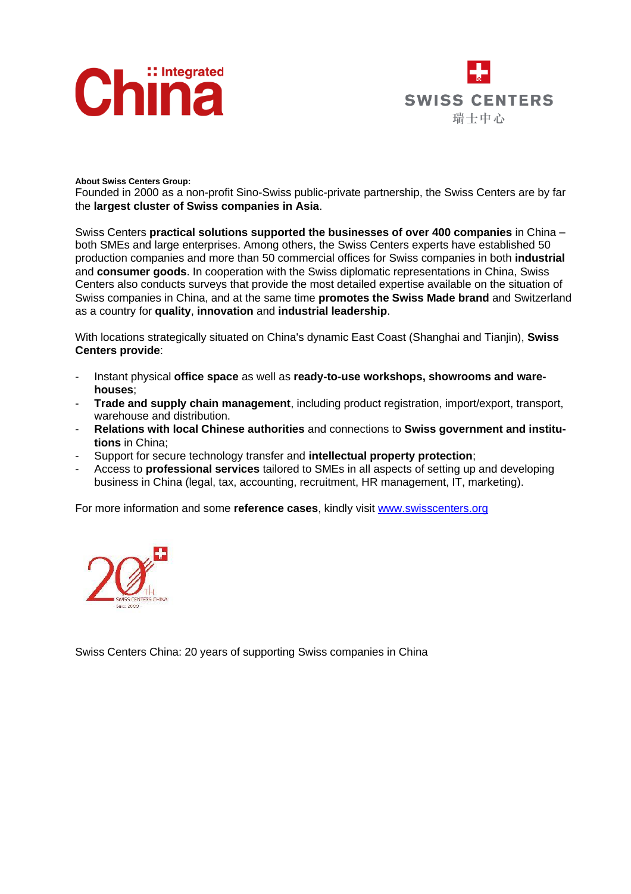**About Swiss Centers Group:**

Founded in 2000 as a non-profit Sino-Swiss public-private partnership, the Swiss Centers are by far the **largest cluster of Swiss companies in Asia**.

Swiss Centers **practical solutions supported the businesses of over 400 companies** in China – both SMEs and large enterprises. Among others, the Swiss Centers experts have established 50 production companies and more than 50 commercial offices for Swiss companies in both **industrial** and **consumer goods**. In cooperation with the Swiss diplomatic representations in China, Swiss Centers also conducts surveys that provide the most detailed expertise available on the situation of Swiss companies in China, and at the same time **promotes the Swiss Made brand** and Switzerland as a country for **quality**, **innovation** and **industrial leadership**.

With locations strategically situated on China's dynamic East Coast (Shanghai and Tianjin), **Swiss Centers provide**:

- Instant physical **office space** as well as **ready-to-use workshops, showrooms and warehouses**;
- **Trade and supply chain management**, including product registration, import/export, transport, warehouse and distribution.
- **Relations with local Chinese authorities** and connections to **Swiss government and institutions** in China;
- Support for secure technology transfer and **intellectual property protection**;
- Access to **professional services** tailored to SMEs in all aspects of setting up and developing business in China (legal, tax, accounting, recruitment, HR management, IT, marketing).

For more information and some **reference cases**, kindly visit www.swisscenters.org

Swiss Centers China: 20 years of supporting Swiss companies in China